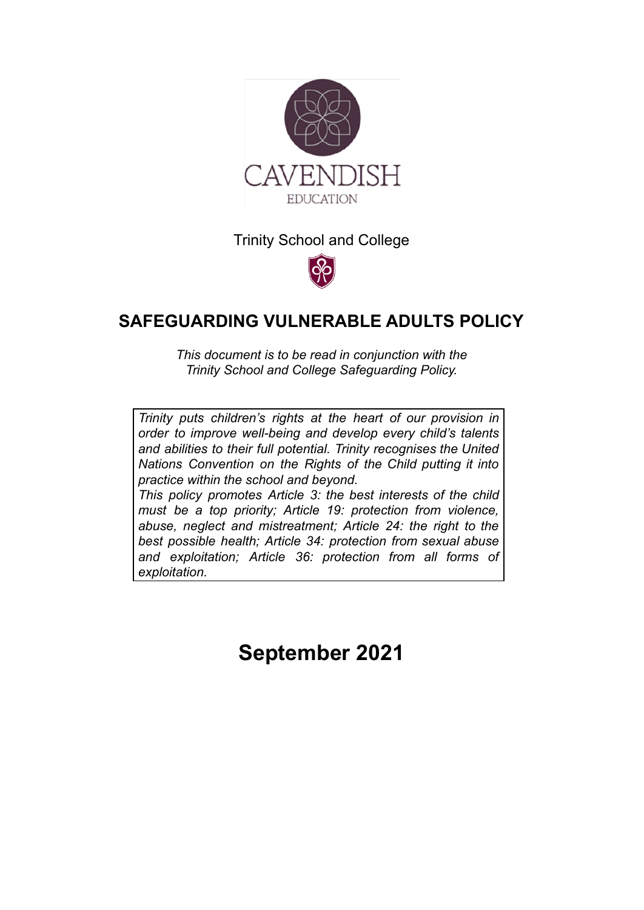CAVENDISH

EDUCATION

Trinity School and College

# SAFEGUARDING VULNERABLE ADULTS POLICY

*This document is to be read in conjunction with the Trinity School and College Safeguarding Policy.*

> *Trinity puts children's rights at the heart of our provision in order to improve well-being and develop every child's talents and abilities to their full potential. Trinity recognises the United Nations Convention on the Rights of the Child putting it into practice within the school and beyond.*
> *This policy promotes Article 3: the best interests of the child must be a top priority; Article 19: protection from violence, abuse, neglect and mistreatment; Article 24: the right to the best possible health; Article 34: protection from sexual abuse and exploitation; Article 36: protection from all forms of exploitation.*

## September 2021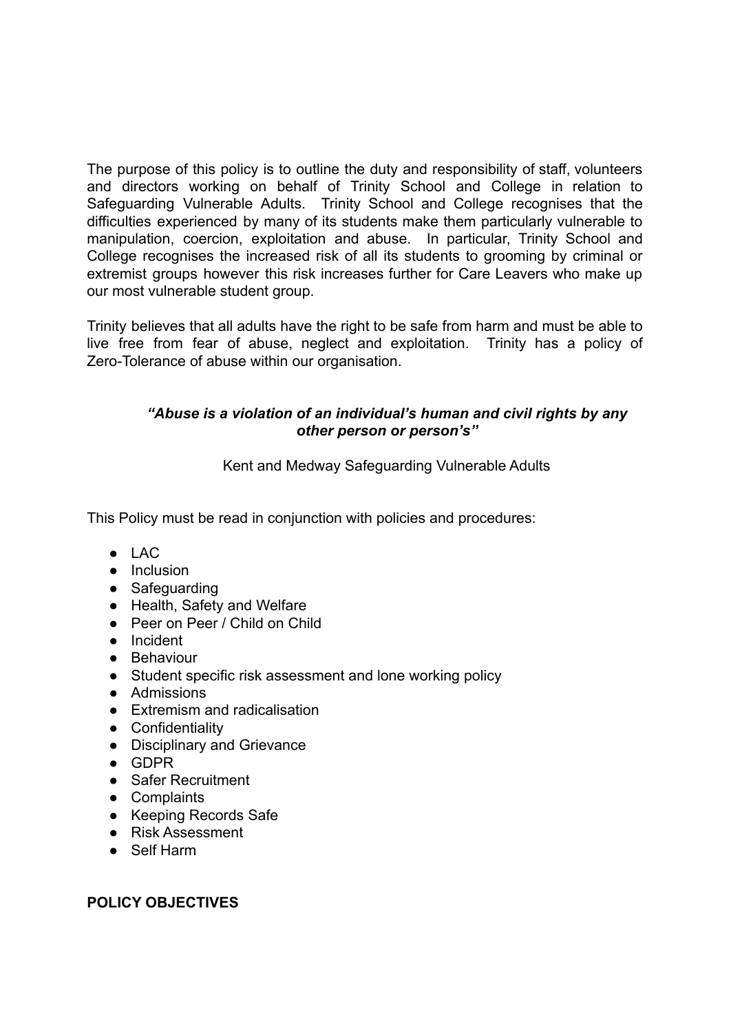The purpose of this policy is to outline the duty and responsibility of staff, volunteers and directors working on behalf of Trinity School and College in relation to Safeguarding Vulnerable Adults. Trinity School and College recognises that the difficulties experienced by many of its students make them particularly vulnerable to manipulation, coercion, exploitation and abuse. In particular, Trinity School and College recognises the increased risk of all its students to grooming by criminal or extremist groups however this risk increases further for Care Leavers who make up our most vulnerable student group.

Trinity believes that all adults have the right to be safe from harm and must be able to live free from fear of abuse, neglect and exploitation. Trinity has a policy of Zero-Tolerance of abuse within our organisation.

***"Abuse is a violation of an individual's human and civil rights by any other person or person's"***

Kent and Medway Safeguarding Vulnerable Adults

This Policy must be read in conjunction with policies and procedures:

- LAC
- Inclusion
- Safeguarding
- Health, Safety and Welfare
- Peer on Peer / Child on Child
- Incident
- Behaviour
- Student specific risk assessment and lone working policy
- Admissions
- Extremism and radicalisation
- Confidentiality
- Disciplinary and Grievance
- GDPR
- Safer Recruitment
- Complaints
- Keeping Records Safe
- Risk Assessment
- Self Harm

**POLICY OBJECTIVES**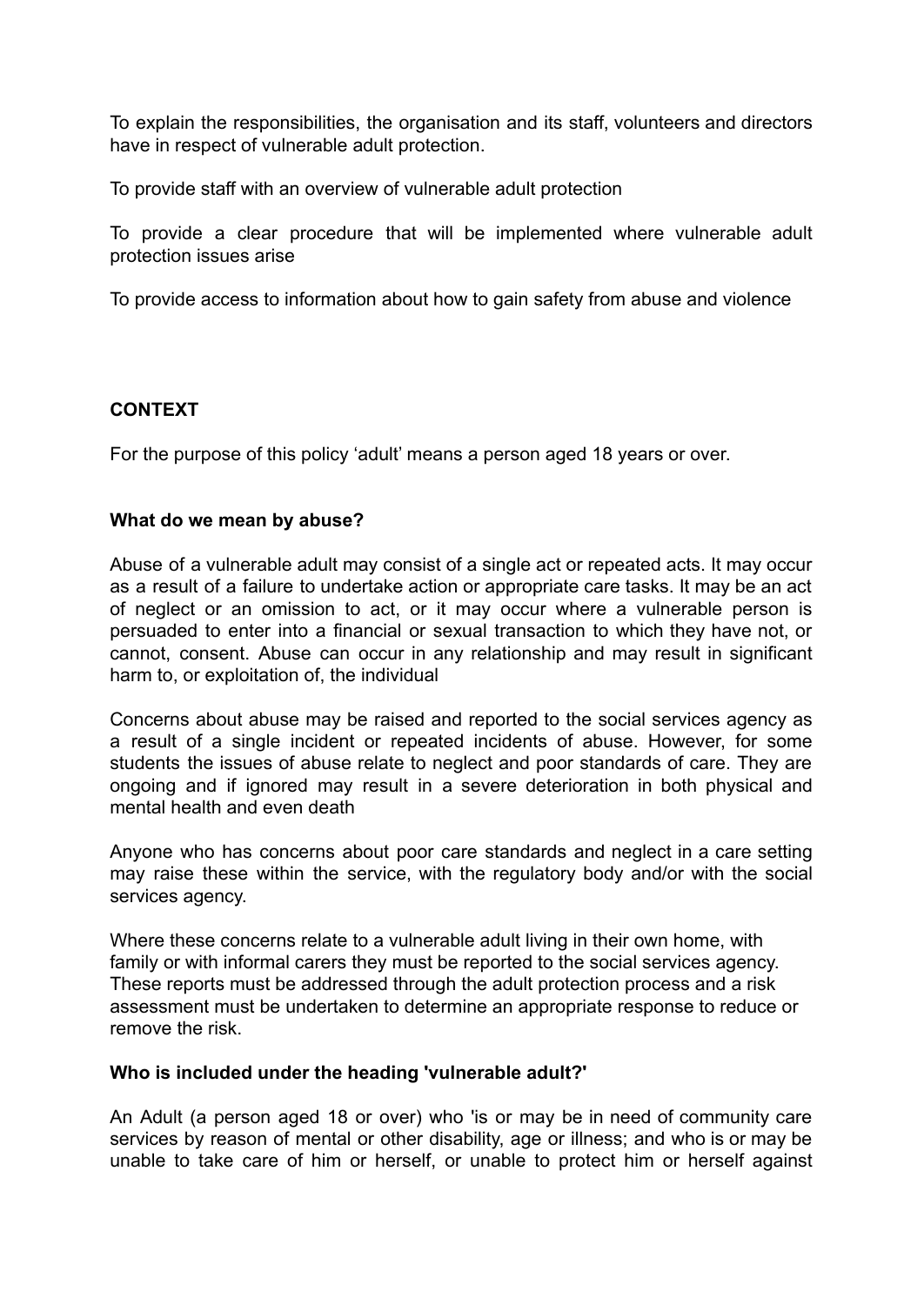To explain the responsibilities, the organisation and its staff, volunteers and directors have in respect of vulnerable adult protection.

To provide staff with an overview of vulnerable adult protection

To provide a clear procedure that will be implemented where vulnerable adult protection issues arise

To provide access to information about how to gain safety from abuse and violence

**CONTEXT**

For the purpose of this policy 'adult' means a person aged 18 years or over.

**What do we mean by abuse?**

Abuse of a vulnerable adult may consist of a single act or repeated acts. It may occur as a result of a failure to undertake action or appropriate care tasks. It may be an act of neglect or an omission to act, or it may occur where a vulnerable person is persuaded to enter into a financial or sexual transaction to which they have not, or cannot, consent. Abuse can occur in any relationship and may result in significant harm to, or exploitation of, the individual

Concerns about abuse may be raised and reported to the social services agency as a result of a single incident or repeated incidents of abuse. However, for some students the issues of abuse relate to neglect and poor standards of care. They are ongoing and if ignored may result in a severe deterioration in both physical and mental health and even death

Anyone who has concerns about poor care standards and neglect in a care setting may raise these within the service, with the regulatory body and/or with the social services agency.

Where these concerns relate to a vulnerable adult living in their own home, with family or with informal carers they must be reported to the social services agency. These reports must be addressed through the adult protection process and a risk assessment must be undertaken to determine an appropriate response to reduce or remove the risk.

**Who is included under the heading 'vulnerable adult?'**

An Adult (a person aged 18 or over) who 'is or may be in need of community care services by reason of mental or other disability, age or illness; and who is or may be unable to take care of him or herself, or unable to protect him or herself against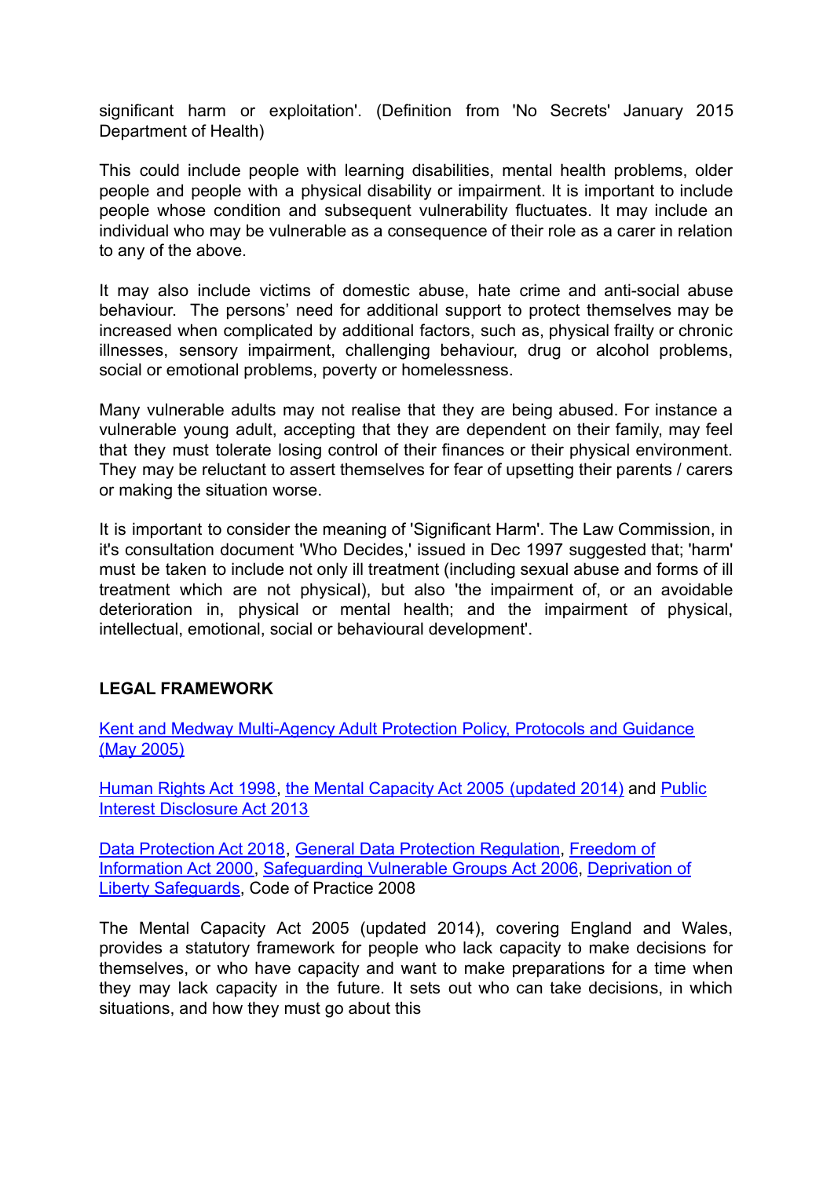significant harm or exploitation'. (Definition from 'No Secrets' January 2015 Department of Health)

This could include people with learning disabilities, mental health problems, older people and people with a physical disability or impairment. It is important to include people whose condition and subsequent vulnerability fluctuates. It may include an individual who may be vulnerable as a consequence of their role as a carer in relation to any of the above.

It may also include victims of domestic abuse, hate crime and anti-social abuse behaviour. The persons' need for additional support to protect themselves may be increased when complicated by additional factors, such as, physical frailty or chronic illnesses, sensory impairment, challenging behaviour, drug or alcohol problems, social or emotional problems, poverty or homelessness.

Many vulnerable adults may not realise that they are being abused. For instance a vulnerable young adult, accepting that they are dependent on their family, may feel that they must tolerate losing control of their finances or their physical environment. They may be reluctant to assert themselves for fear of upsetting their parents / carers or making the situation worse.

It is important to consider the meaning of 'Significant Harm'. The Law Commission, in it's consultation document 'Who Decides,' issued in Dec 1997 suggested that; 'harm' must be taken to include not only ill treatment (including sexual abuse and forms of ill treatment which are not physical), but also 'the impairment of, or an avoidable deterioration in, physical or mental health; and the impairment of physical, intellectual, emotional, social or behavioural development'.

**LEGAL FRAMEWORK**

Kent and Medway Multi-Agency Adult Protection Policy, Protocols and Guidance (May 2005)

Human Rights Act 1998, the Mental Capacity Act 2005 (updated 2014) and Public Interest Disclosure Act 2013

Data Protection Act 2018, General Data Protection Regulation, Freedom of Information Act 2000, Safeguarding Vulnerable Groups Act 2006, Deprivation of Liberty Safeguards, Code of Practice 2008

The Mental Capacity Act 2005 (updated 2014), covering England and Wales, provides a statutory framework for people who lack capacity to make decisions for themselves, or who have capacity and want to make preparations for a time when they may lack capacity in the future. It sets out who can take decisions, in which situations, and how they must go about this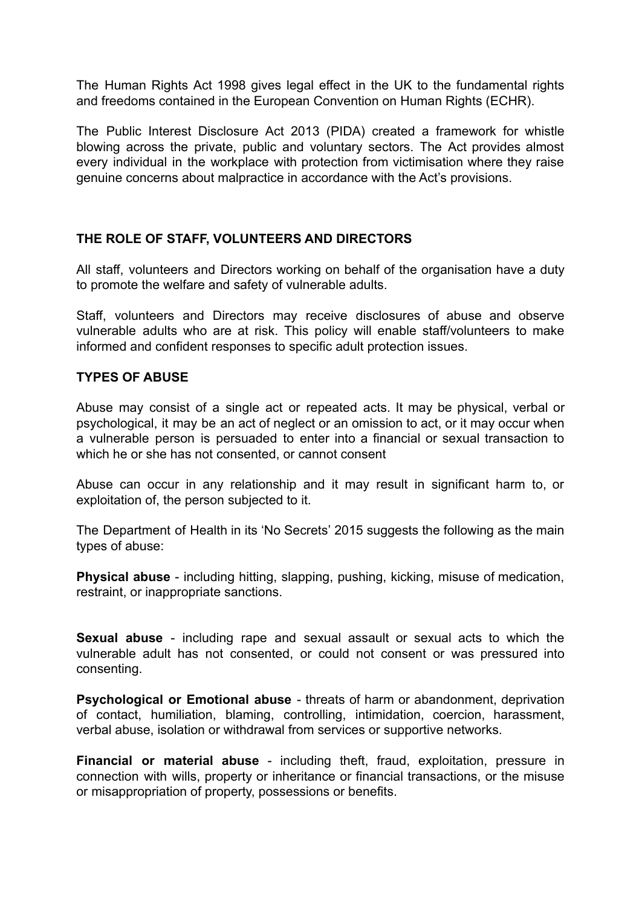The Human Rights Act 1998 gives legal effect in the UK to the fundamental rights and freedoms contained in the European Convention on Human Rights (ECHR).

The Public Interest Disclosure Act 2013 (PIDA) created a framework for whistle blowing across the private, public and voluntary sectors. The Act provides almost every individual in the workplace with protection from victimisation where they raise genuine concerns about malpractice in accordance with the Act's provisions.

## THE ROLE OF STAFF, VOLUNTEERS AND DIRECTORS

All staff, volunteers and Directors working on behalf of the organisation have a duty to promote the welfare and safety of vulnerable adults.

Staff, volunteers and Directors may receive disclosures of abuse and observe vulnerable adults who are at risk. This policy will enable staff/volunteers to make informed and confident responses to specific adult protection issues.

## TYPES OF ABUSE

Abuse may consist of a single act or repeated acts. It may be physical, verbal or psychological, it may be an act of neglect or an omission to act, or it may occur when a vulnerable person is persuaded to enter into a financial or sexual transaction to which he or she has not consented, or cannot consent

Abuse can occur in any relationship and it may result in significant harm to, or exploitation of, the person subjected to it.

The Department of Health in its 'No Secrets' 2015 suggests the following as the main types of abuse:

**Physical abuse** - including hitting, slapping, pushing, kicking, misuse of medication, restraint, or inappropriate sanctions.

**Sexual abuse** - including rape and sexual assault or sexual acts to which the vulnerable adult has not consented, or could not consent or was pressured into consenting.

**Psychological or Emotional abuse** - threats of harm or abandonment, deprivation of contact, humiliation, blaming, controlling, intimidation, coercion, harassment, verbal abuse, isolation or withdrawal from services or supportive networks.

**Financial or material abuse** - including theft, fraud, exploitation, pressure in connection with wills, property or inheritance or financial transactions, or the misuse or misappropriation of property, possessions or benefits.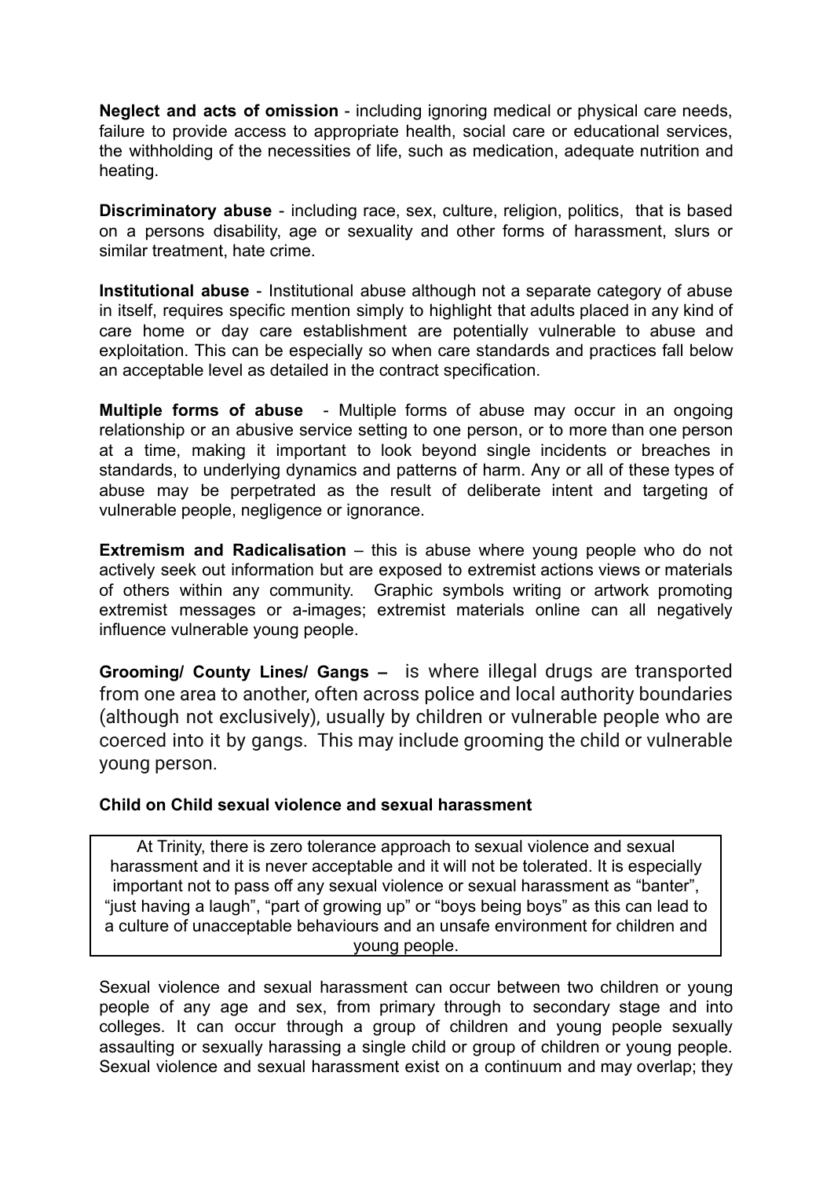**Neglect and acts of omission** - including ignoring medical or physical care needs, failure to provide access to appropriate health, social care or educational services, the withholding of the necessities of life, such as medication, adequate nutrition and heating.

**Discriminatory abuse** - including race, sex, culture, religion, politics, that is based on a persons disability, age or sexuality and other forms of harassment, slurs or similar treatment, hate crime.

**Institutional abuse** - Institutional abuse although not a separate category of abuse in itself, requires specific mention simply to highlight that adults placed in any kind of care home or day care establishment are potentially vulnerable to abuse and exploitation. This can be especially so when care standards and practices fall below an acceptable level as detailed in the contract specification.

**Multiple forms of abuse** - Multiple forms of abuse may occur in an ongoing relationship or an abusive service setting to one person, or to more than one person at a time, making it important to look beyond single incidents or breaches in standards, to underlying dynamics and patterns of harm. Any or all of these types of abuse may be perpetrated as the result of deliberate intent and targeting of vulnerable people, negligence or ignorance.

**Extremism and Radicalisation** – this is abuse where young people who do not actively seek out information but are exposed to extremist actions views or materials of others within any community. Graphic symbols writing or artwork promoting extremist messages or a-images; extremist materials online can all negatively influence vulnerable young people.

**Grooming/ County Lines/ Gangs –** is where illegal drugs are transported from one area to another, often across police and local authority boundaries (although not exclusively), usually by children or vulnerable people who are coerced into it by gangs. This may include grooming the child or vulnerable young person.

**Child on Child sexual violence and sexual harassment**

| At Trinity, there is zero tolerance approach to sexual violence and sexual harassment and it is never acceptable and it will not be tolerated. It is especially important not to pass off any sexual violence or sexual harassment as "banter", "just having a laugh", "part of growing up" or "boys being boys" as this can lead to a culture of unacceptable behaviours and an unsafe environment for children and young people. |
|---|

Sexual violence and sexual harassment can occur between two children or young people of any age and sex, from primary through to secondary stage and into colleges. It can occur through a group of children and young people sexually assaulting or sexually harassing a single child or group of children or young people. Sexual violence and sexual harassment exist on a continuum and may overlap; they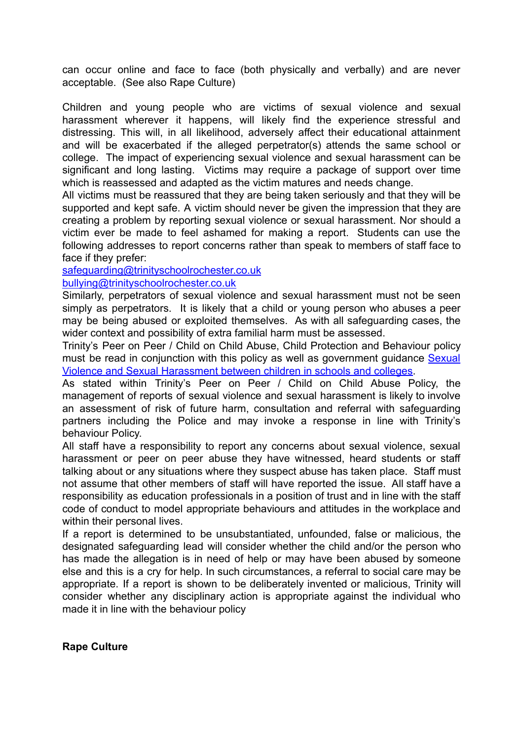can occur online and face to face (both physically and verbally) and are never acceptable. (See also Rape Culture)

Children and young people who are victims of sexual violence and sexual harassment wherever it happens, will likely find the experience stressful and distressing. This will, in all likelihood, adversely affect their educational attainment and will be exacerbated if the alleged perpetrator(s) attends the same school or college. The impact of experiencing sexual violence and sexual harassment can be significant and long lasting. Victims may require a package of support over time which is reassessed and adapted as the victim matures and needs change.

All victims must be reassured that they are being taken seriously and that they will be supported and kept safe. A victim should never be given the impression that they are creating a problem by reporting sexual violence or sexual harassment. Nor should a victim ever be made to feel ashamed for making a report. Students can use the following addresses to report concerns rather than speak to members of staff face to face if they prefer:

[safeguarding@trinityschoolrochester.co.uk](mailto:safeguarding@trinityschoolrochester.co.uk)

[bullying@trinityschoolrochester.co.uk](mailto:bullying@trinityschoolrochester.co.uk)

Similarly, perpetrators of sexual violence and sexual harassment must not be seen simply as perpetrators. It is likely that a child or young person who abuses a peer may be being abused or exploited themselves. As with all safeguarding cases, the wider context and possibility of extra familial harm must be assessed.

Trinity's Peer on Peer / Child on Child Abuse, Child Protection and Behaviour policy must be read in conjunction with this policy as well as government guidance Sexual Violence and Sexual Harassment between children in schools and colleges.

As stated within Trinity's Peer on Peer / Child on Child Abuse Policy, the management of reports of sexual violence and sexual harassment is likely to involve an assessment of risk of future harm, consultation and referral with safeguarding partners including the Police and may invoke a response in line with Trinity's behaviour Policy.

All staff have a responsibility to report any concerns about sexual violence, sexual harassment or peer on peer abuse they have witnessed, heard students or staff talking about or any situations where they suspect abuse has taken place. Staff must not assume that other members of staff will have reported the issue. All staff have a responsibility as education professionals in a position of trust and in line with the staff code of conduct to model appropriate behaviours and attitudes in the workplace and within their personal lives.

If a report is determined to be unsubstantiated, unfounded, false or malicious, the designated safeguarding lead will consider whether the child and/or the person who has made the allegation is in need of help or may have been abused by someone else and this is a cry for help. In such circumstances, a referral to social care may be appropriate. If a report is shown to be deliberately invented or malicious, Trinity will consider whether any disciplinary action is appropriate against the individual who made it in line with the behaviour policy

**Rape Culture**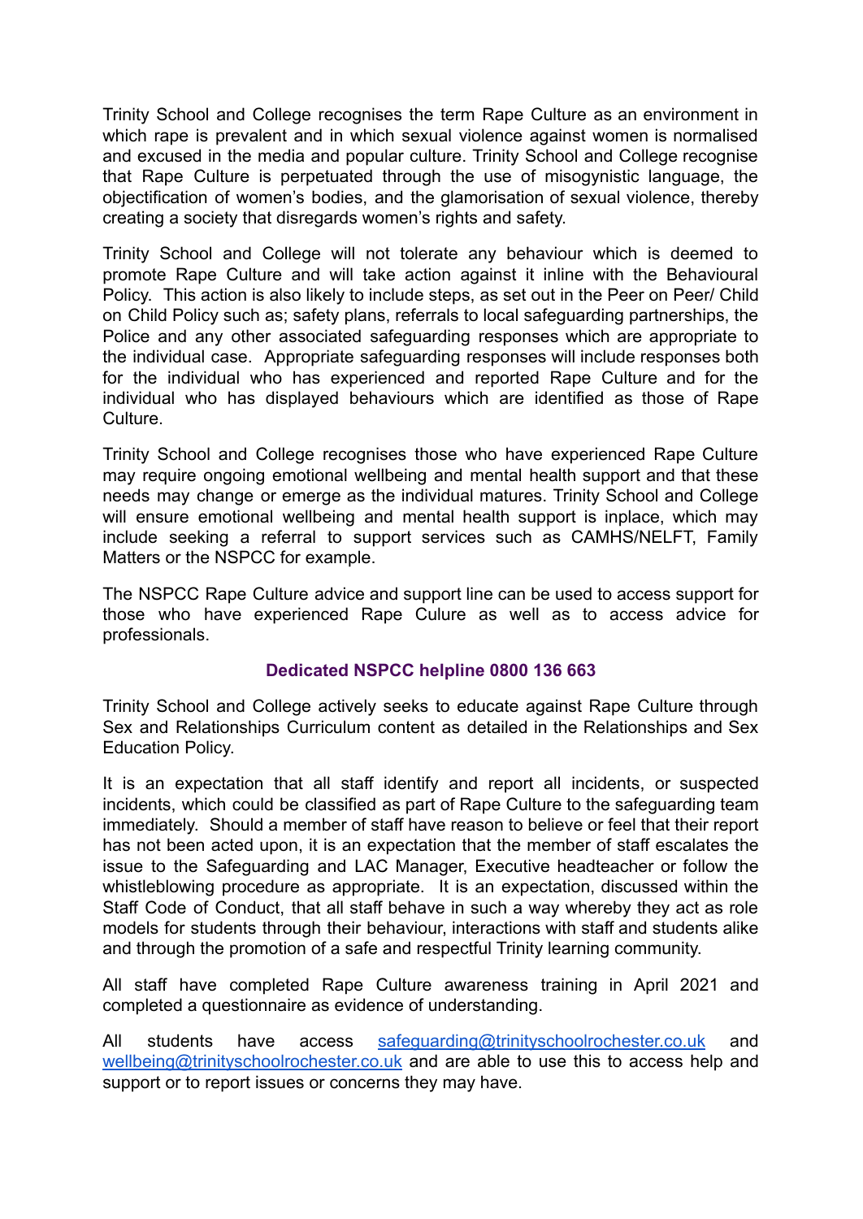Trinity School and College recognises the term Rape Culture as an environment in which rape is prevalent and in which sexual violence against women is normalised and excused in the media and popular culture. Trinity School and College recognise that Rape Culture is perpetuated through the use of misogynistic language, the objectification of women's bodies, and the glamorisation of sexual violence, thereby creating a society that disregards women's rights and safety.

Trinity School and College will not tolerate any behaviour which is deemed to promote Rape Culture and will take action against it inline with the Behavioural Policy. This action is also likely to include steps, as set out in the Peer on Peer/ Child on Child Policy such as; safety plans, referrals to local safeguarding partnerships, the Police and any other associated safeguarding responses which are appropriate to the individual case. Appropriate safeguarding responses will include responses both for the individual who has experienced and reported Rape Culture and for the individual who has displayed behaviours which are identified as those of Rape Culture.

Trinity School and College recognises those who have experienced Rape Culture may require ongoing emotional wellbeing and mental health support and that these needs may change or emerge as the individual matures. Trinity School and College will ensure emotional wellbeing and mental health support is inplace, which may include seeking a referral to support services such as CAMHS/NELFT, Family Matters or the NSPCC for example.

The NSPCC Rape Culture advice and support line can be used to access support for those who have experienced Rape Culure as well as to access advice for professionals.

**Dedicated NSPCC helpline 0800 136 663**

Trinity School and College actively seeks to educate against Rape Culture through Sex and Relationships Curriculum content as detailed in the Relationships and Sex Education Policy.

It is an expectation that all staff identify and report all incidents, or suspected incidents, which could be classified as part of Rape Culture to the safeguarding team immediately. Should a member of staff have reason to believe or feel that their report has not been acted upon, it is an expectation that the member of staff escalates the issue to the Safeguarding and LAC Manager, Executive headteacher or follow the whistleblowing procedure as appropriate. It is an expectation, discussed within the Staff Code of Conduct, that all staff behave in such a way whereby they act as role models for students through their behaviour, interactions with staff and students alike and through the promotion of a safe and respectful Trinity learning community.

All staff have completed Rape Culture awareness training in April 2021 and completed a questionnaire as evidence of understanding.

All students have access safeguarding@trinityschoolrochester.co.uk and wellbeing@trinityschoolrochester.co.uk and are able to use this to access help and support or to report issues or concerns they may have.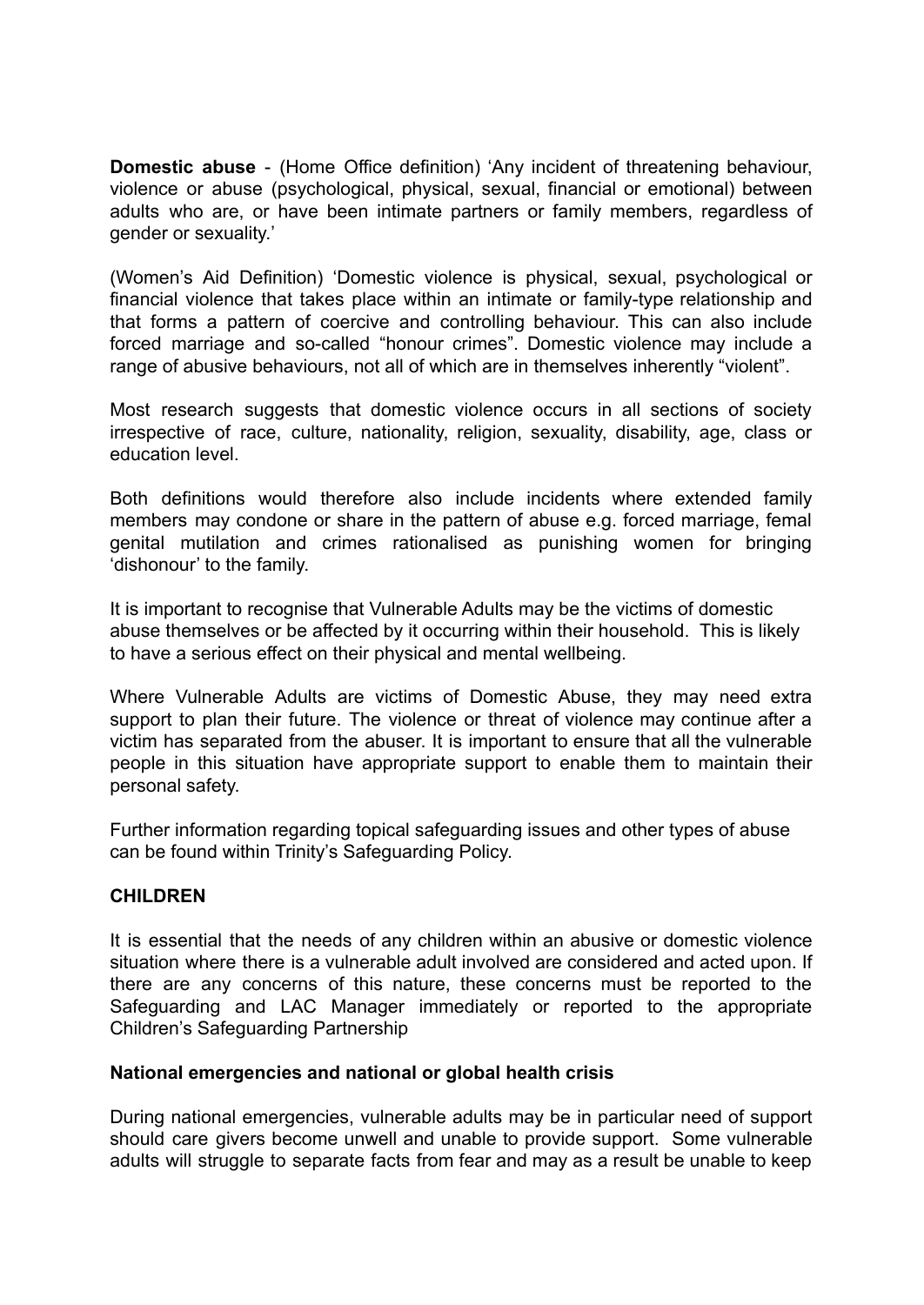**Domestic abuse** - (Home Office definition) 'Any incident of threatening behaviour, violence or abuse (psychological, physical, sexual, financial or emotional) between adults who are, or have been intimate partners or family members, regardless of gender or sexuality.'

(Women's Aid Definition) 'Domestic violence is physical, sexual, psychological or financial violence that takes place within an intimate or family-type relationship and that forms a pattern of coercive and controlling behaviour. This can also include forced marriage and so-called "honour crimes". Domestic violence may include a range of abusive behaviours, not all of which are in themselves inherently "violent".

Most research suggests that domestic violence occurs in all sections of society irrespective of race, culture, nationality, religion, sexuality, disability, age, class or education level.

Both definitions would therefore also include incidents where extended family members may condone or share in the pattern of abuse e.g. forced marriage, femal genital mutilation and crimes rationalised as punishing women for bringing 'dishonour' to the family.

It is important to recognise that Vulnerable Adults may be the victims of domestic abuse themselves or be affected by it occurring within their household. This is likely to have a serious effect on their physical and mental wellbeing.

Where Vulnerable Adults are victims of Domestic Abuse, they may need extra support to plan their future. The violence or threat of violence may continue after a victim has separated from the abuser. It is important to ensure that all the vulnerable people in this situation have appropriate support to enable them to maintain their personal safety.

Further information regarding topical safeguarding issues and other types of abuse can be found within Trinity's Safeguarding Policy.

**CHILDREN**

It is essential that the needs of any children within an abusive or domestic violence situation where there is a vulnerable adult involved are considered and acted upon. If there are any concerns of this nature, these concerns must be reported to the Safeguarding and LAC Manager immediately or reported to the appropriate Children's Safeguarding Partnership

**National emergencies and national or global health crisis**

During national emergencies, vulnerable adults may be in particular need of support should care givers become unwell and unable to provide support. Some vulnerable adults will struggle to separate facts from fear and may as a result be unable to keep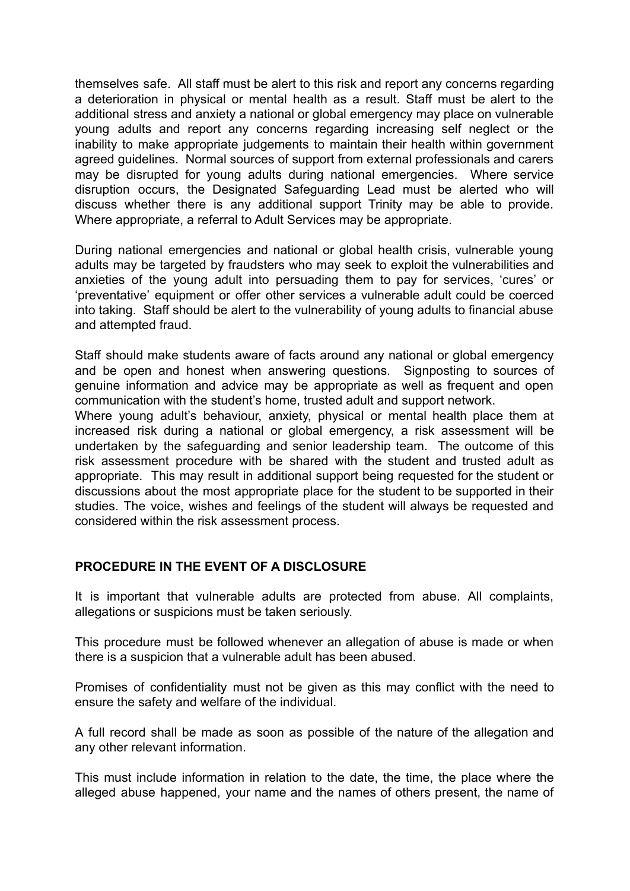themselves safe. All staff must be alert to this risk and report any concerns regarding a deterioration in physical or mental health as a result. Staff must be alert to the additional stress and anxiety a national or global emergency may place on vulnerable young adults and report any concerns regarding increasing self neglect or the inability to make appropriate judgements to maintain their health within government agreed guidelines. Normal sources of support from external professionals and carers may be disrupted for young adults during national emergencies. Where service disruption occurs, the Designated Safeguarding Lead must be alerted who will discuss whether there is any additional support Trinity may be able to provide. Where appropriate, a referral to Adult Services may be appropriate.

During national emergencies and national or global health crisis, vulnerable young adults may be targeted by fraudsters who may seek to exploit the vulnerabilities and anxieties of the young adult into persuading them to pay for services, 'cures' or 'preventative' equipment or offer other services a vulnerable adult could be coerced into taking. Staff should be alert to the vulnerability of young adults to financial abuse and attempted fraud.

Staff should make students aware of facts around any national or global emergency and be open and honest when answering questions. Signposting to sources of genuine information and advice may be appropriate as well as frequent and open communication with the student's home, trusted adult and support network.
Where young adult's behaviour, anxiety, physical or mental health place them at increased risk during a national or global emergency, a risk assessment will be undertaken by the safeguarding and senior leadership team. The outcome of this risk assessment procedure with be shared with the student and trusted adult as appropriate. This may result in additional support being requested for the student or discussions about the most appropriate place for the student to be supported in their studies. The voice, wishes and feelings of the student will always be requested and considered within the risk assessment process.

## PROCEDURE IN THE EVENT OF A DISCLOSURE

It is important that vulnerable adults are protected from abuse. All complaints, allegations or suspicions must be taken seriously.

This procedure must be followed whenever an allegation of abuse is made or when there is a suspicion that a vulnerable adult has been abused.

Promises of confidentiality must not be given as this may conflict with the need to ensure the safety and welfare of the individual.

A full record shall be made as soon as possible of the nature of the allegation and any other relevant information.

This must include information in relation to the date, the time, the place where the alleged abuse happened, your name and the names of others present, the name of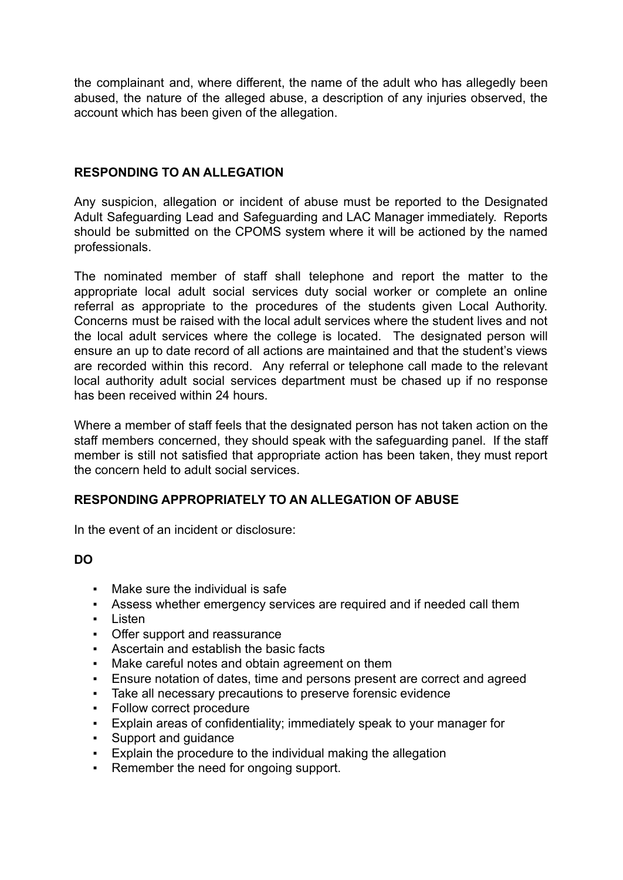the complainant and, where different, the name of the adult who has allegedly been abused, the nature of the alleged abuse, a description of any injuries observed, the account which has been given of the allegation.

## RESPONDING TO AN ALLEGATION

Any suspicion, allegation or incident of abuse must be reported to the Designated Adult Safeguarding Lead and Safeguarding and LAC Manager immediately. Reports should be submitted on the CPOMS system where it will be actioned by the named professionals.

The nominated member of staff shall telephone and report the matter to the appropriate local adult social services duty social worker or complete an online referral as appropriate to the procedures of the students given Local Authority. Concerns must be raised with the local adult services where the student lives and not the local adult services where the college is located. The designated person will ensure an up to date record of all actions are maintained and that the student's views are recorded within this record. Any referral or telephone call made to the relevant local authority adult social services department must be chased up if no response has been received within 24 hours.

Where a member of staff feels that the designated person has not taken action on the staff members concerned, they should speak with the safeguarding panel. If the staff member is still not satisfied that appropriate action has been taken, they must report the concern held to adult social services.

## RESPONDING APPROPRIATELY TO AN ALLEGATION OF ABUSE

In the event of an incident or disclosure:

**DO**

- Make sure the individual is safe
- Assess whether emergency services are required and if needed call them
- Listen
- Offer support and reassurance
- Ascertain and establish the basic facts
- Make careful notes and obtain agreement on them
- Ensure notation of dates, time and persons present are correct and agreed
- Take all necessary precautions to preserve forensic evidence
- Follow correct procedure
- Explain areas of confidentiality; immediately speak to your manager for
- Support and guidance
- Explain the procedure to the individual making the allegation
- Remember the need for ongoing support.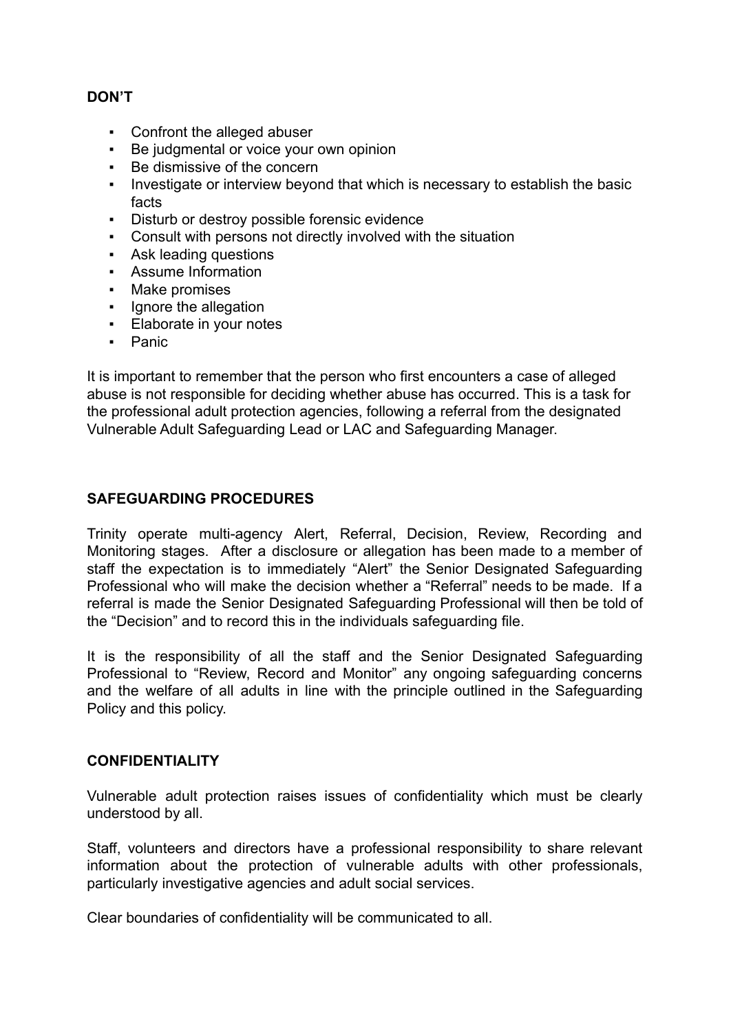**DON'T**

- Confront the alleged abuser
- Be judgmental or voice your own opinion
- Be dismissive of the concern
- Investigate or interview beyond that which is necessary to establish the basic facts
- Disturb or destroy possible forensic evidence
- Consult with persons not directly involved with the situation
- Ask leading questions
- Assume Information
- Make promises
- Ignore the allegation
- Elaborate in your notes
- Panic

It is important to remember that the person who first encounters a case of alleged abuse is not responsible for deciding whether abuse has occurred. This is a task for the professional adult protection agencies, following a referral from the designated Vulnerable Adult Safeguarding Lead or LAC and Safeguarding Manager.

**SAFEGUARDING PROCEDURES**

Trinity operate multi-agency Alert, Referral, Decision, Review, Recording and Monitoring stages. After a disclosure or allegation has been made to a member of staff the expectation is to immediately "Alert" the Senior Designated Safeguarding Professional who will make the decision whether a "Referral" needs to be made. If a referral is made the Senior Designated Safeguarding Professional will then be told of the "Decision" and to record this in the individuals safeguarding file.

It is the responsibility of all the staff and the Senior Designated Safeguarding Professional to "Review, Record and Monitor" any ongoing safeguarding concerns and the welfare of all adults in line with the principle outlined in the Safeguarding Policy and this policy.

**CONFIDENTIALITY**

Vulnerable adult protection raises issues of confidentiality which must be clearly understood by all.

Staff, volunteers and directors have a professional responsibility to share relevant information about the protection of vulnerable adults with other professionals, particularly investigative agencies and adult social services.

Clear boundaries of confidentiality will be communicated to all.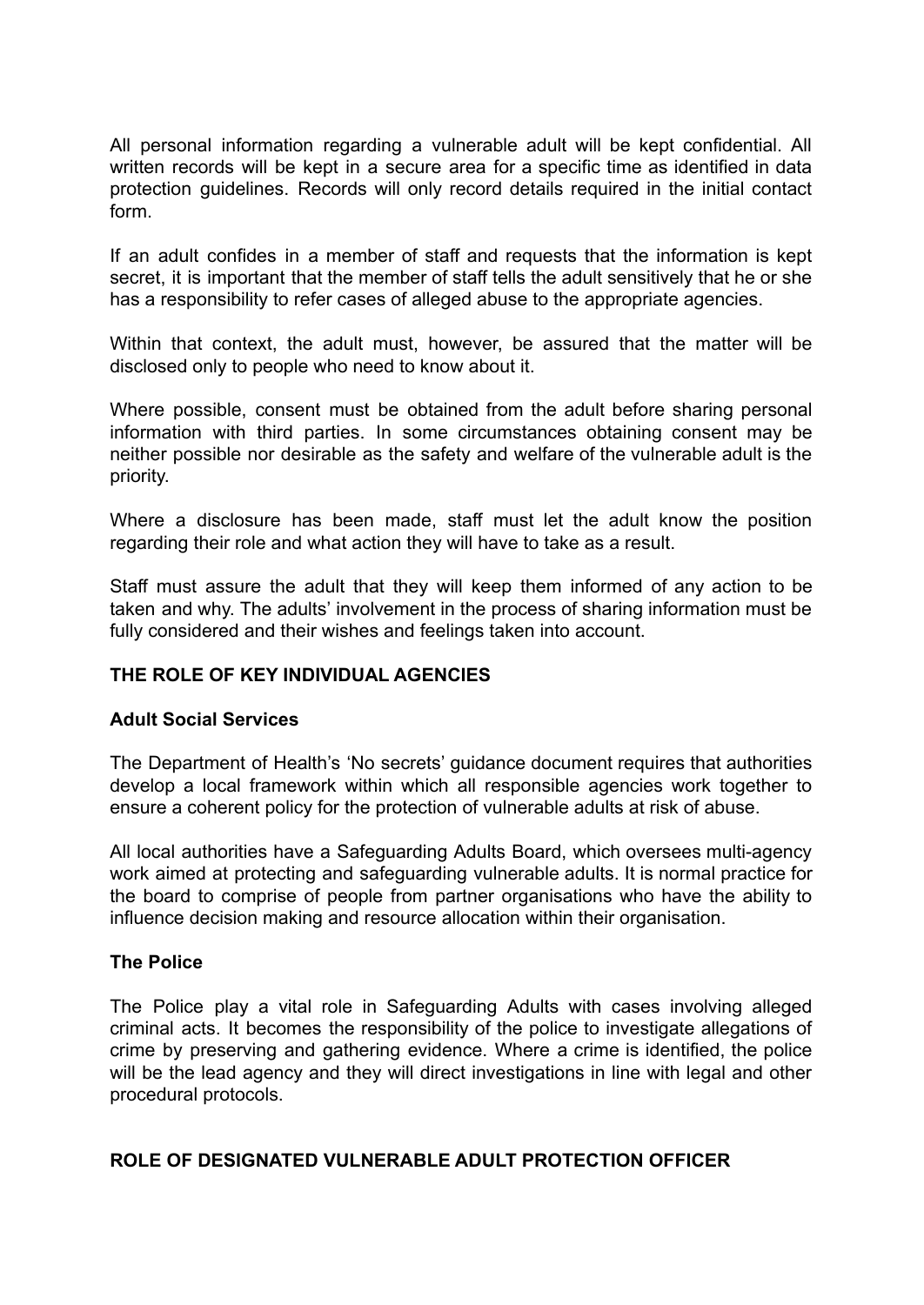All personal information regarding a vulnerable adult will be kept confidential. All written records will be kept in a secure area for a specific time as identified in data protection guidelines. Records will only record details required in the initial contact form.

If an adult confides in a member of staff and requests that the information is kept secret, it is important that the member of staff tells the adult sensitively that he or she has a responsibility to refer cases of alleged abuse to the appropriate agencies.

Within that context, the adult must, however, be assured that the matter will be disclosed only to people who need to know about it.

Where possible, consent must be obtained from the adult before sharing personal information with third parties. In some circumstances obtaining consent may be neither possible nor desirable as the safety and welfare of the vulnerable adult is the priority.

Where a disclosure has been made, staff must let the adult know the position regarding their role and what action they will have to take as a result.

Staff must assure the adult that they will keep them informed of any action to be taken and why. The adults' involvement in the process of sharing information must be fully considered and their wishes and feelings taken into account.

## THE ROLE OF KEY INDIVIDUAL AGENCIES

### Adult Social Services

The Department of Health's 'No secrets' guidance document requires that authorities develop a local framework within which all responsible agencies work together to ensure a coherent policy for the protection of vulnerable adults at risk of abuse.

All local authorities have a Safeguarding Adults Board, which oversees multi-agency work aimed at protecting and safeguarding vulnerable adults. It is normal practice for the board to comprise of people from partner organisations who have the ability to influence decision making and resource allocation within their organisation.

### The Police

The Police play a vital role in Safeguarding Adults with cases involving alleged criminal acts. It becomes the responsibility of the police to investigate allegations of crime by preserving and gathering evidence. Where a crime is identified, the police will be the lead agency and they will direct investigations in line with legal and other procedural protocols.

## ROLE OF DESIGNATED VULNERABLE ADULT PROTECTION OFFICER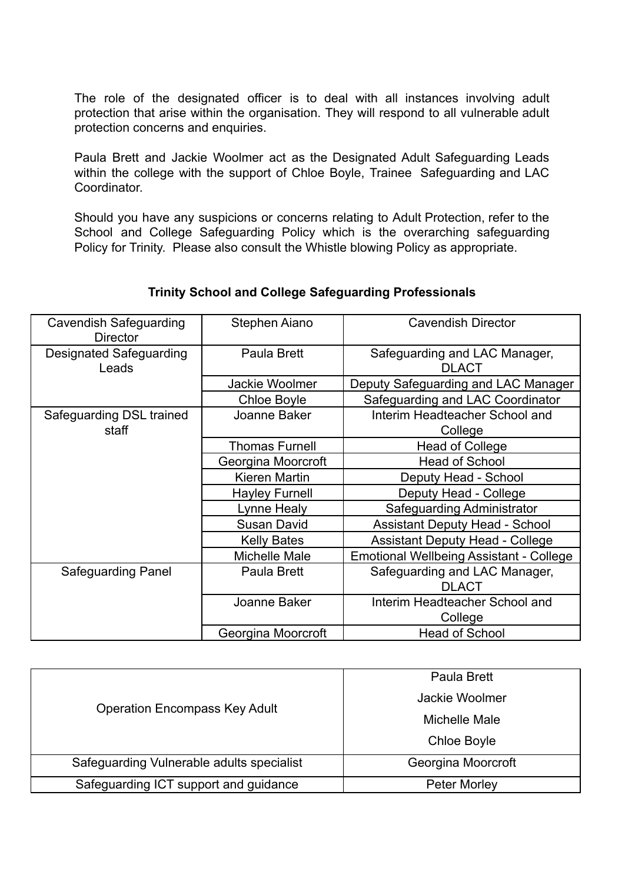The role of the designated officer is to deal with all instances involving adult protection that arise within the organisation. They will respond to all vulnerable adult protection concerns and enquiries.

Paula Brett and Jackie Woolmer act as the Designated Adult Safeguarding Leads within the college with the support of Chloe Boyle, Trainee Safeguarding and LAC Coordinator.

Should you have any suspicions or concerns relating to Adult Protection, refer to the School and College Safeguarding Policy which is the overarching safeguarding Policy for Trinity. Please also consult the Whistle blowing Policy as appropriate.

**Trinity School and College Safeguarding Professionals**

| | | |
|---|---|---|
| Cavendish Safeguarding Director | Stephen Aiano | Cavendish Director |
| Designated Safeguarding Leads | Paula Brett | Safeguarding and LAC Manager, DLACT |
| | Jackie Woolmer | Deputy Safeguarding and LAC Manager |
| | Chloe Boyle | Safeguarding and LAC Coordinator |
| Safeguarding DSL trained staff | Joanne Baker | Interim Headteacher School and College |
| | Thomas Furnell | Head of College |
| | Georgina Moorcroft | Head of School |
| | Kieren Martin | Deputy Head - School |
| | Hayley Furnell | Deputy Head - College |
| | Lynne Healy | Safeguarding Administrator |
| | Susan David | Assistant Deputy Head - School |
| | Kelly Bates | Assistant Deputy Head - College |
| | Michelle Male | Emotional Wellbeing Assistant - College |
| Safeguarding Panel | Paula Brett | Safeguarding and LAC Manager, DLACT |
| | Joanne Baker | Interim Headteacher School and College |
| | Georgina Moorcroft | Head of School |

| | |
|---|---|
| Operation Encompass Key Adult | Paula Brett<br>Jackie Woolmer<br>Michelle Male<br>Chloe Boyle |
| Safeguarding Vulnerable adults specialist | Georgina Moorcroft |
| Safeguarding ICT support and guidance | Peter Morley |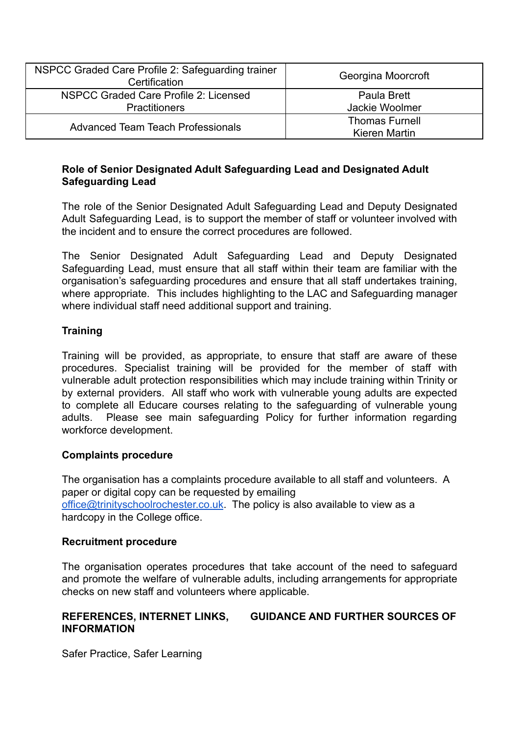| NSPCC Graded Care Profile 2: Safeguarding trainer Certification | Georgina Moorcroft |
|---|---|
| NSPCC Graded Care Profile 2: Licensed Practitioners | Paula Brett<br>Jackie Woolmer |
| Advanced Team Teach Professionals | Thomas Furnell<br>Kieren Martin |

**Role of Senior Designated Adult Safeguarding Lead and Designated Adult Safeguarding Lead**

The role of the Senior Designated Adult Safeguarding Lead and Deputy Designated Adult Safeguarding Lead, is to support the member of staff or volunteer involved with the incident and to ensure the correct procedures are followed.

The Senior Designated Adult Safeguarding Lead and Deputy Designated Safeguarding Lead, must ensure that all staff within their team are familiar with the organisation's safeguarding procedures and ensure that all staff undertakes training, where appropriate. This includes highlighting to the LAC and Safeguarding manager where individual staff need additional support and training.

**Training**

Training will be provided, as appropriate, to ensure that staff are aware of these procedures. Specialist training will be provided for the member of staff with vulnerable adult protection responsibilities which may include training within Trinity or by external providers. All staff who work with vulnerable young adults are expected to complete all Educare courses relating to the safeguarding of vulnerable young adults. Please see main safeguarding Policy for further information regarding workforce development.

**Complaints procedure**

The organisation has a complaints procedure available to all staff and volunteers. A paper or digital copy can be requested by emailing office@trinityschoolrochester.co.uk. The policy is also available to view as a hardcopy in the College office.

**Recruitment procedure**

The organisation operates procedures that take account of the need to safeguard and promote the welfare of vulnerable adults, including arrangements for appropriate checks on new staff and volunteers where applicable.

**REFERENCES, INTERNET LINKS, GUIDANCE AND FURTHER SOURCES OF INFORMATION**

Safer Practice, Safer Learning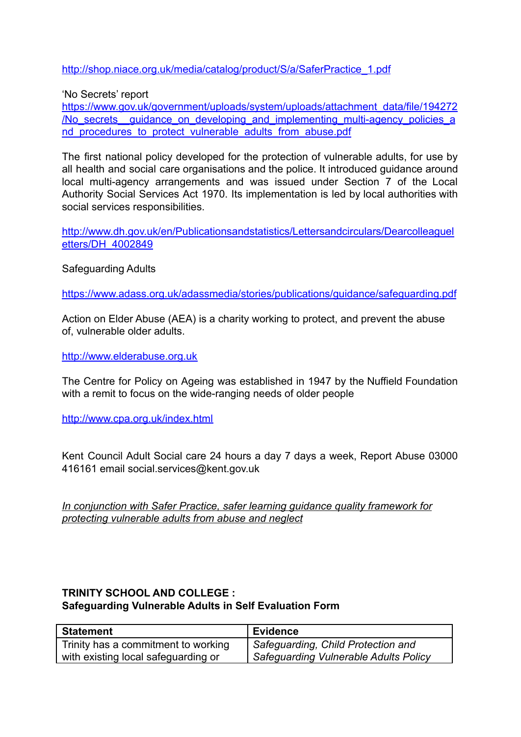http://shop.niace.org.uk/media/catalog/product/S/a/SaferPractice_1.pdf

'No Secrets' report
https://www.gov.uk/government/uploads/system/uploads/attachment_data/file/194272/No_secrets__guidance_on_developing_and_implementing_multi-agency_policies_and_procedures_to_protect_vulnerable_adults_from_abuse.pdf

The first national policy developed for the protection of vulnerable adults, for use by all health and social care organisations and the police. It introduced guidance around local multi-agency arrangements and was issued under Section 7 of the Local Authority Social Services Act 1970. Its implementation is led by local authorities with social services responsibilities.

http://www.dh.gov.uk/en/Publicationsandstatistics/Lettersandcirculars/Dearcolleagueletters/DH_4002849

Safeguarding Adults

https://www.adass.org.uk/adassmedia/stories/publications/guidance/safeguarding.pdf

Action on Elder Abuse (AEA) is a charity working to protect, and prevent the abuse of, vulnerable older adults.

http://www.elderabuse.org.uk

The Centre for Policy on Ageing was established in 1947 by the Nuffield Foundation with a remit to focus on the wide-ranging needs of older people

http://www.cpa.org.uk/index.html

Kent Council Adult Social care 24 hours a day 7 days a week, Report Abuse 03000 416161 email social.services@kent.gov.uk

*In conjunction with Safer Practice, safer learning guidance quality framework for protecting vulnerable adults from abuse and neglect*

**TRINITY SCHOOL AND COLLEGE :**
**Safeguarding Vulnerable Adults in Self Evaluation Form**

| Statement | Evidence |
|---|---|
| Trinity has a commitment to working with existing local safeguarding or | *Safeguarding, Child Protection and Safeguarding Vulnerable Adults Policy* |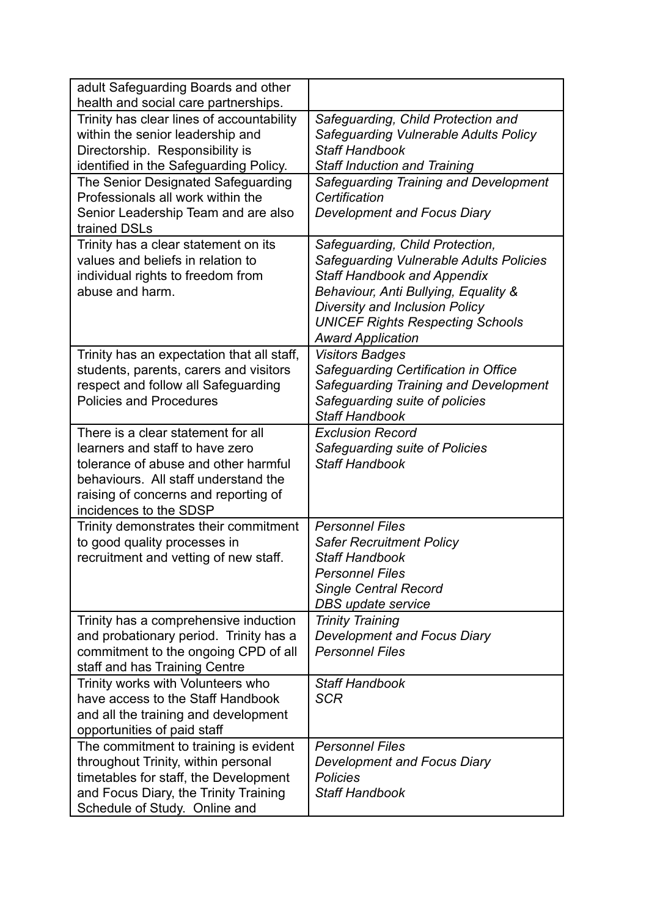| | |
|---|---|
| adult Safeguarding Boards and other health and social care partnerships. | |
| Trinity has clear lines of accountability within the senior leadership and Directorship. Responsibility is identified in the Safeguarding Policy. | *Safeguarding, Child Protection and Safeguarding Vulnerable Adults Policy*<br>*Staff Handbook*<br>*Staff Induction and Training* |
| The Senior Designated Safeguarding Professionals all work within the Senior Leadership Team and are also trained DSLs | *Safeguarding Training and Development Certification*<br>*Development and Focus Diary* |
| Trinity has a clear statement on its values and beliefs in relation to individual rights to freedom from abuse and harm. | *Safeguarding, Child Protection, Safeguarding Vulnerable Adults Policies*<br>*Staff Handbook and Appendix*<br>*Behaviour, Anti Bullying, Equality & Diversity and Inclusion Policy*<br>*UNICEF Rights Respecting Schools Award Application* |
| Trinity has an expectation that all staff, students, parents, carers and visitors respect and follow all Safeguarding Policies and Procedures | *Visitors Badges*<br>*Safeguarding Certification in Office*<br>*Safeguarding Training and Development*<br>*Safeguarding suite of policies*<br>*Staff Handbook* |
| There is a clear statement for all learners and staff to have zero tolerance of abuse and other harmful behaviours. All staff understand the raising of concerns and reporting of incidences to the SDSP | *Exclusion Record*<br>*Safeguarding suite of Policies*<br>*Staff Handbook* |
| Trinity demonstrates their commitment to good quality processes in recruitment and vetting of new staff. | *Personnel Files*<br>*Safer Recruitment Policy*<br>*Staff Handbook*<br>*Personnel Files*<br>*Single Central Record*<br>*DBS update service* |
| Trinity has a comprehensive induction and probationary period. Trinity has a commitment to the ongoing CPD of all staff and has Training Centre | *Trinity Training*<br>*Development and Focus Diary*<br>*Personnel Files* |
| Trinity works with Volunteers who have access to the Staff Handbook and all the training and development opportunities of paid staff | *Staff Handbook*<br>*SCR* |
| The commitment to training is evident throughout Trinity, within personal timetables for staff, the Development and Focus Diary, the Trinity Training Schedule of Study. Online and | *Personnel Files*<br>*Development and Focus Diary*<br>*Policies*<br>*Staff Handbook* |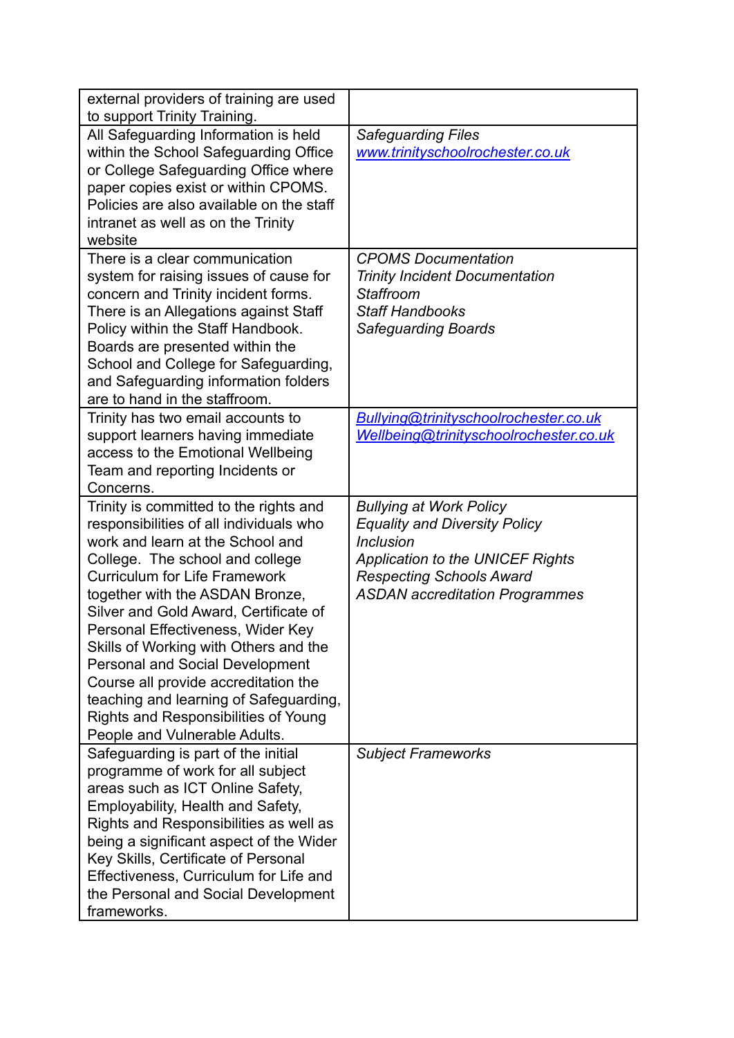| | |
|---|---|
| external providers of training are used to support Trinity Training. | |
| All Safeguarding Information is held within the School Safeguarding Office or College Safeguarding Office where paper copies exist or within CPOMS. Policies are also available on the staff intranet as well as on the Trinity website | *Safeguarding Files*<br>[www.trinityschoolrochester.co.uk](http://www.trinityschoolrochester.co.uk) |
| There is a clear communication system for raising issues of cause for concern and Trinity incident forms. There is an Allegations against Staff Policy within the Staff Handbook. Boards are presented within the School and College for Safeguarding, and Safeguarding information folders are to hand in the staffroom. | *CPOMS Documentation*<br>*Trinity Incident Documentation*<br>*Staffroom*<br>*Staff Handbooks*<br>*Safeguarding Boards* |
| Trinity has two email accounts to support learners having immediate access to the Emotional Wellbeing Team and reporting Incidents or Concerns. | [Bullying@trinityschoolrochester.co.uk](mailto:Bullying@trinityschoolrochester.co.uk)<br>[Wellbeing@trinityschoolrochester.co.uk](mailto:Wellbeing@trinityschoolrochester.co.uk) |
| Trinity is committed to the rights and responsibilities of all individuals who work and learn at the School and College. The school and college Curriculum for Life Framework together with the ASDAN Bronze, Silver and Gold Award, Certificate of Personal Effectiveness, Wider Key Skills of Working with Others and the Personal and Social Development Course all provide accreditation the teaching and learning of Safeguarding, Rights and Responsibilities of Young People and Vulnerable Adults. | *Bullying at Work Policy*<br>*Equality and Diversity Policy*<br>*Inclusion*<br>*Application to the UNICEF Rights Respecting Schools Award*<br>*ASDAN accreditation Programmes* |
| Safeguarding is part of the initial programme of work for all subject areas such as ICT Online Safety, Employability, Health and Safety, Rights and Responsibilities as well as being a significant aspect of the Wider Key Skills, Certificate of Personal Effectiveness, Curriculum for Life and the Personal and Social Development frameworks. | *Subject Frameworks* |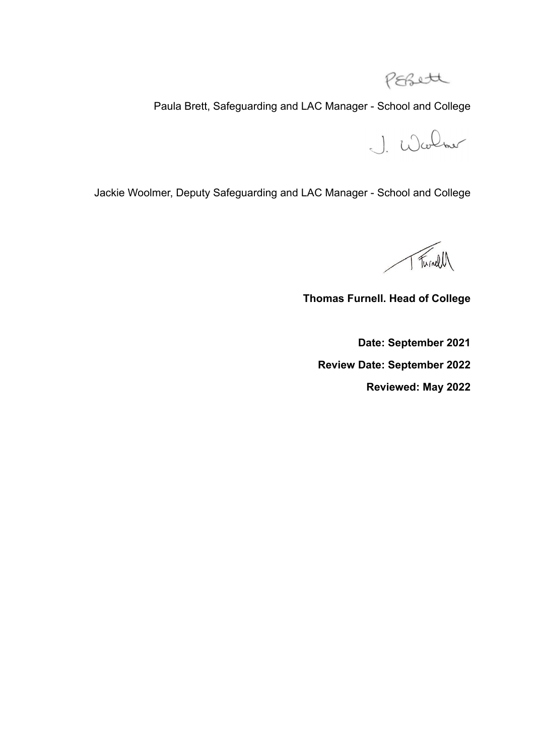Paula Brett, Safeguarding and LAC Manager - School and College

Jackie Woolmer, Deputy Safeguarding and LAC Manager - School and College

**Thomas Furnell. Head of College**

**Date: September 2021**

**Review Date: September 2022**

**Reviewed: May 2022**